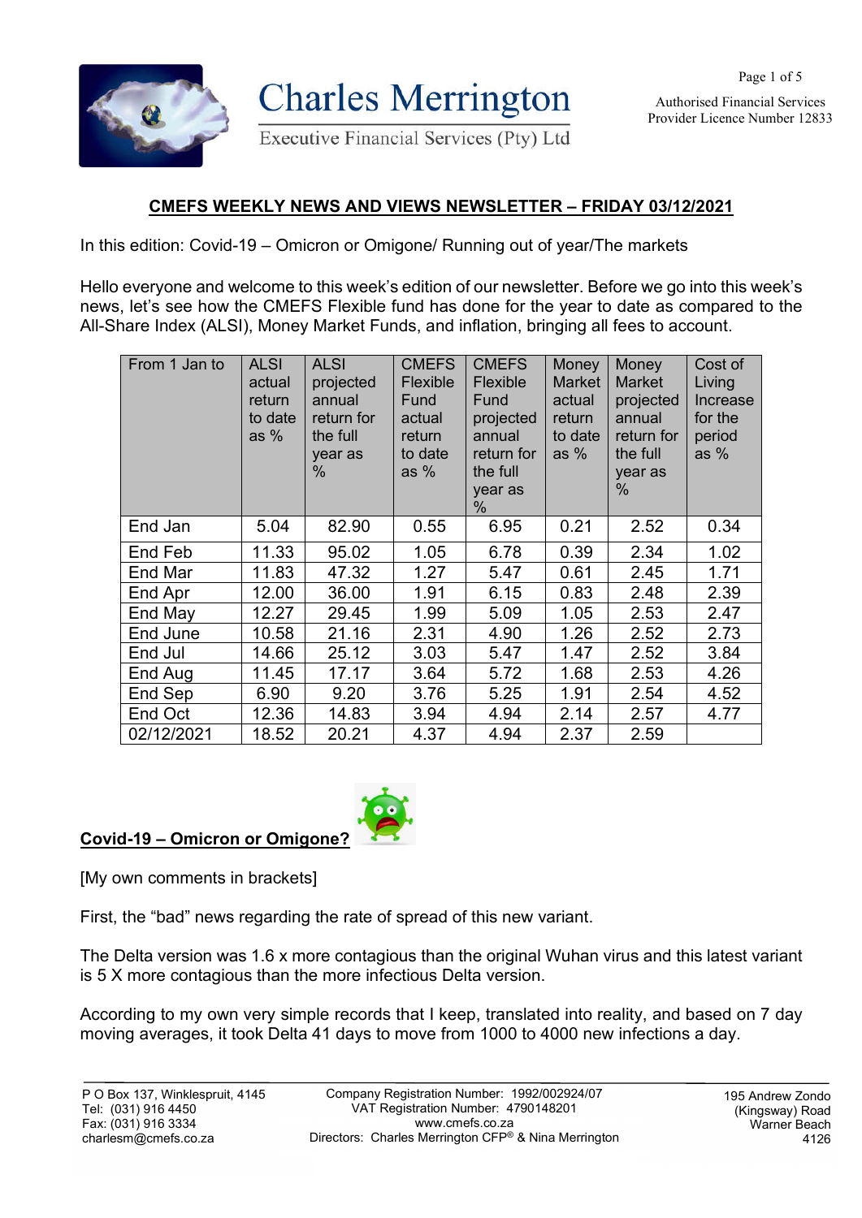# Charles Merrington

Executive Financial Services (Pty) Ltd

Authorised Financial Services Provider Licence Number 12833

## CMEFS WEEKLY NEWS AND VIEWS NEWSLETTER – FRIDAY 03/12/2021

In this edition: Covid-19 – Omicron or Omigone/ Running out of year/The markets

Hello everyone and welcome to this week's edition of our newsletter. Before we go into this week's news, let's see how the CMEFS Flexible fund has done for the year to date as compared to the All-Share Index (ALSI), Money Market Funds, and inflation, bringing all fees to account.

| From 1 Jan to | ALSI actual return to date as % | ALSI projected annual return for the full year as % | CMEFS Flexible Fund actual return to date as % | CMEFS Flexible Fund projected annual return for the full year as % | Money Market actual return to date as % | Money Market projected annual return for the full year as % | Cost of Living Increase for the period as % |
|---|---|---|---|---|---|---|---|
| End Jan | 5.04 | 82.90 | 0.55 | 6.95 | 0.21 | 2.52 | 0.34 |
| End Feb | 11.33 | 95.02 | 1.05 | 6.78 | 0.39 | 2.34 | 1.02 |
| End Mar | 11.83 | 47.32 | 1.27 | 5.47 | 0.61 | 2.45 | 1.71 |
| End Apr | 12.00 | 36.00 | 1.91 | 6.15 | 0.83 | 2.48 | 2.39 |
| End May | 12.27 | 29.45 | 1.99 | 5.09 | 1.05 | 2.53 | 2.47 |
| End June | 10.58 | 21.16 | 2.31 | 4.90 | 1.26 | 2.52 | 2.73 |
| End Jul | 14.66 | 25.12 | 3.03 | 5.47 | 1.47 | 2.52 | 3.84 |
| End Aug | 11.45 | 17.17 | 3.64 | 5.72 | 1.68 | 2.53 | 4.26 |
| End Sep | 6.90 | 9.20 | 3.76 | 5.25 | 1.91 | 2.54 | 4.52 |
| End Oct | 12.36 | 14.83 | 3.94 | 4.94 | 2.14 | 2.57 | 4.77 |
| 02/12/2021 | 18.52 | 20.21 | 4.37 | 4.94 | 2.37 | 2.59 | |

### Covid-19 – Omicron or Omigone?

[My own comments in brackets]

First, the "bad" news regarding the rate of spread of this new variant.

The Delta version was 1.6 x more contagious than the original Wuhan virus and this latest variant is 5 X more contagious than the more infectious Delta version.

According to my own very simple records that I keep, translated into reality, and based on 7 day moving averages, it took Delta 41 days to move from 1000 to 4000 new infections a day.

P O Box 137, Winklespruit, 4145
Tel: (031) 916 4450
Fax: (031) 916 3334
charlesm@cmefs.co.za

Company Registration Number: 1992/002924/07
VAT Registration Number: 4790148201
www.cmefs.co.za
Directors: Charles Merrington CFP® & Nina Merrington

195 Andrew Zondo (Kingsway) Road
Warner Beach
4126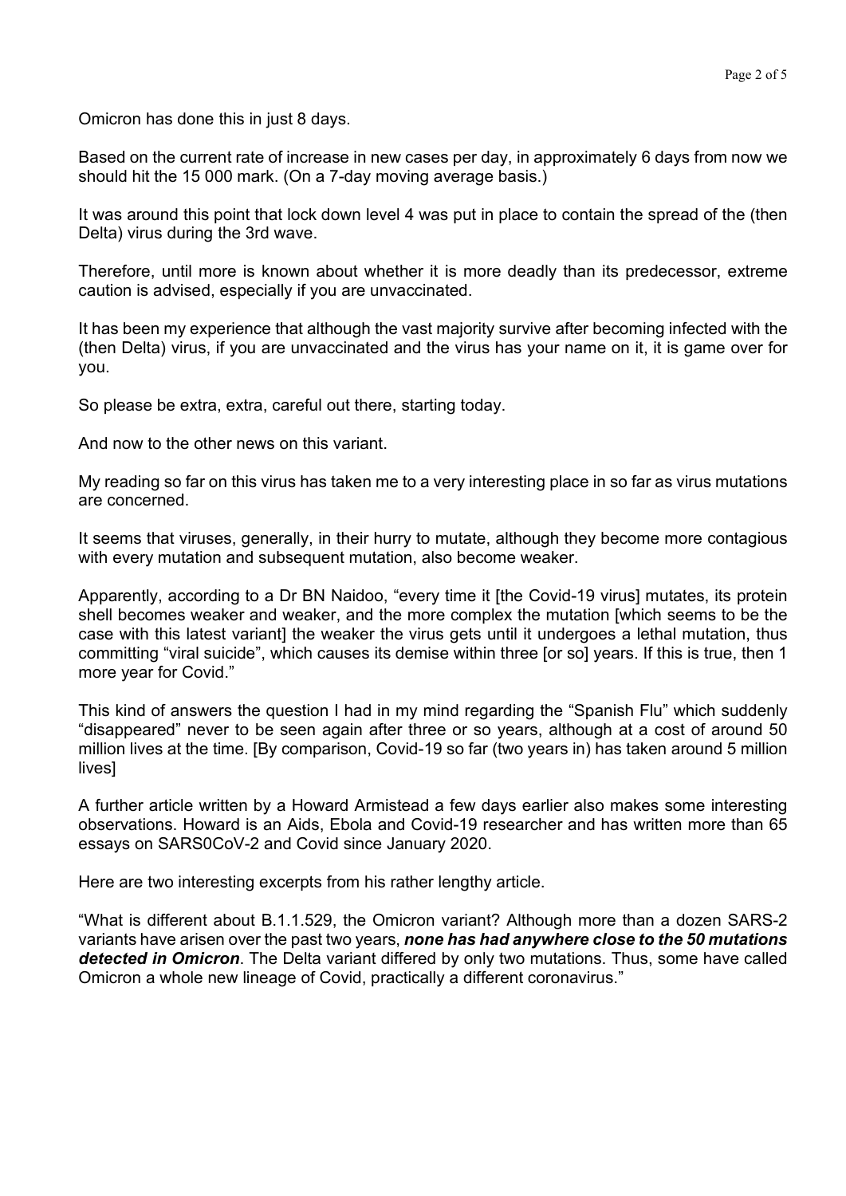Omicron has done this in just 8 days.

Based on the current rate of increase in new cases per day, in approximately 6 days from now we should hit the 15 000 mark. (On a 7-day moving average basis.)

It was around this point that lock down level 4 was put in place to contain the spread of the (then Delta) virus during the 3rd wave.

Therefore, until more is known about whether it is more deadly than its predecessor, extreme caution is advised, especially if you are unvaccinated.

It has been my experience that although the vast majority survive after becoming infected with the (then Delta) virus, if you are unvaccinated and the virus has your name on it, it is game over for you.

So please be extra, extra, careful out there, starting today.

And now to the other news on this variant.

My reading so far on this virus has taken me to a very interesting place in so far as virus mutations are concerned.

It seems that viruses, generally, in their hurry to mutate, although they become more contagious with every mutation and subsequent mutation, also become weaker.

Apparently, according to a Dr BN Naidoo, "every time it [the Covid-19 virus] mutates, its protein shell becomes weaker and weaker, and the more complex the mutation [which seems to be the case with this latest variant] the weaker the virus gets until it undergoes a lethal mutation, thus committing "viral suicide", which causes its demise within three [or so] years. If this is true, then 1 more year for Covid."

This kind of answers the question I had in my mind regarding the "Spanish Flu" which suddenly "disappeared" never to be seen again after three or so years, although at a cost of around 50 million lives at the time. [By comparison, Covid-19 so far (two years in) has taken around 5 million lives]

A further article written by a Howard Armistead a few days earlier also makes some interesting observations. Howard is an Aids, Ebola and Covid-19 researcher and has written more than 65 essays on SARS0CoV-2 and Covid since January 2020.

Here are two interesting excerpts from his rather lengthy article.

"What is different about B.1.1.529, the Omicron variant? Although more than a dozen SARS-2 variants have arisen over the past two years, ***none has had anywhere close to the 50 mutations detected in Omicron***. The Delta variant differed by only two mutations. Thus, some have called Omicron a whole new lineage of Covid, practically a different coronavirus."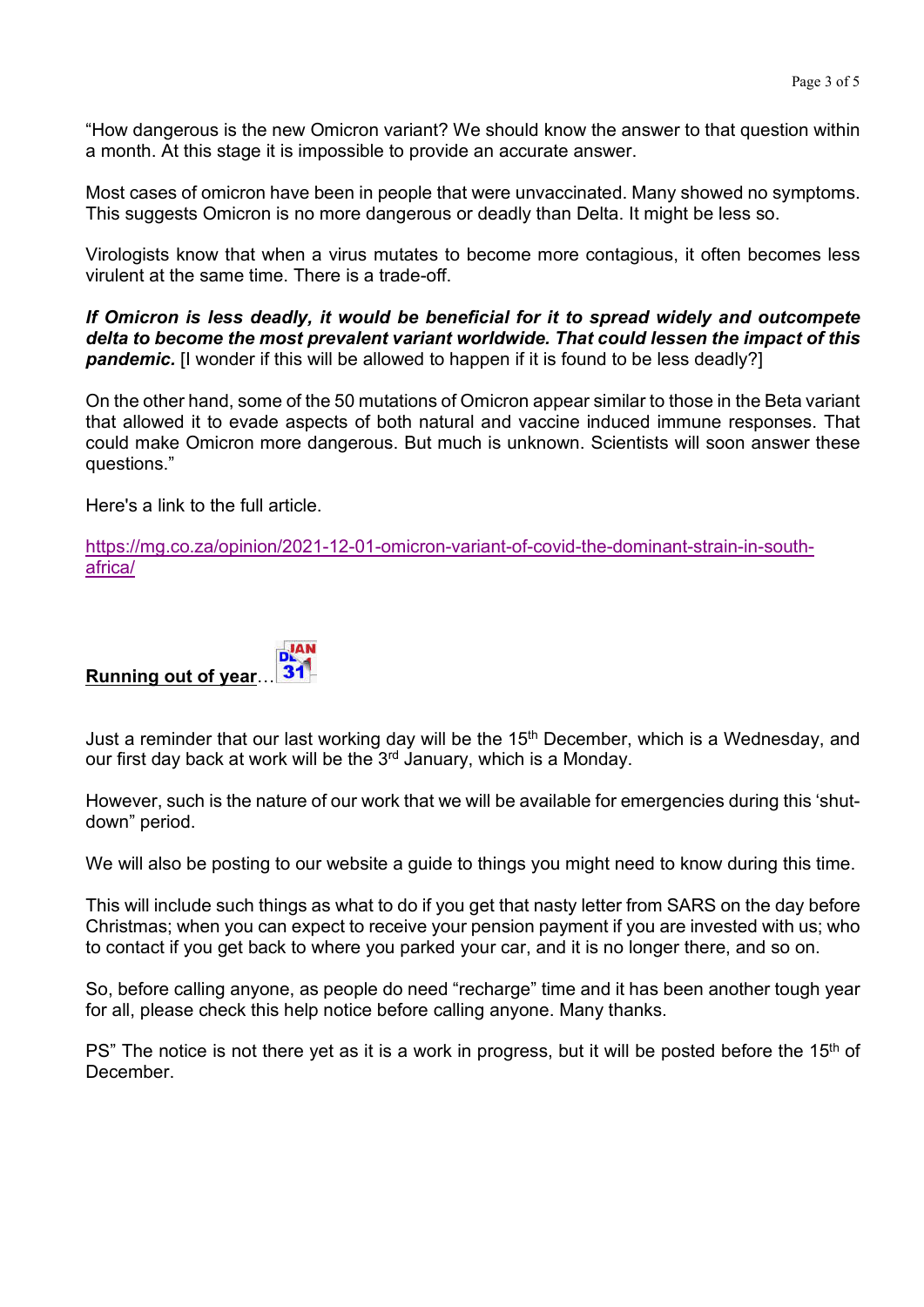"How dangerous is the new Omicron variant? We should know the answer to that question within a month. At this stage it is impossible to provide an accurate answer.

Most cases of omicron have been in people that were unvaccinated. Many showed no symptoms. This suggests Omicron is no more dangerous or deadly than Delta. It might be less so.

Virologists know that when a virus mutates to become more contagious, it often becomes less virulent at the same time. There is a trade-off.

***If Omicron is less deadly, it would be beneficial for it to spread widely and outcompete delta to become the most prevalent variant worldwide. That could lessen the impact of this pandemic.*** [I wonder if this will be allowed to happen if it is found to be less deadly?]

On the other hand, some of the 50 mutations of Omicron appear similar to those in the Beta variant that allowed it to evade aspects of both natural and vaccine induced immune responses. That could make Omicron more dangerous. But much is unknown. Scientists will soon answer these questions."

Here's a link to the full article.

https://mg.co.za/opinion/2021-12-01-omicron-variant-of-covid-the-dominant-strain-in-south-africa/

**Running out of year**…

Just a reminder that our last working day will be the 15th December, which is a Wednesday, and our first day back at work will be the 3rd January, which is a Monday.

However, such is the nature of our work that we will be available for emergencies during this 'shut-down" period.

We will also be posting to our website a guide to things you might need to know during this time.

This will include such things as what to do if you get that nasty letter from SARS on the day before Christmas; when you can expect to receive your pension payment if you are invested with us; who to contact if you get back to where you parked your car, and it is no longer there, and so on.

So, before calling anyone, as people do need "recharge" time and it has been another tough year for all, please check this help notice before calling anyone. Many thanks.

PS" The notice is not there yet as it is a work in progress, but it will be posted before the 15th of December.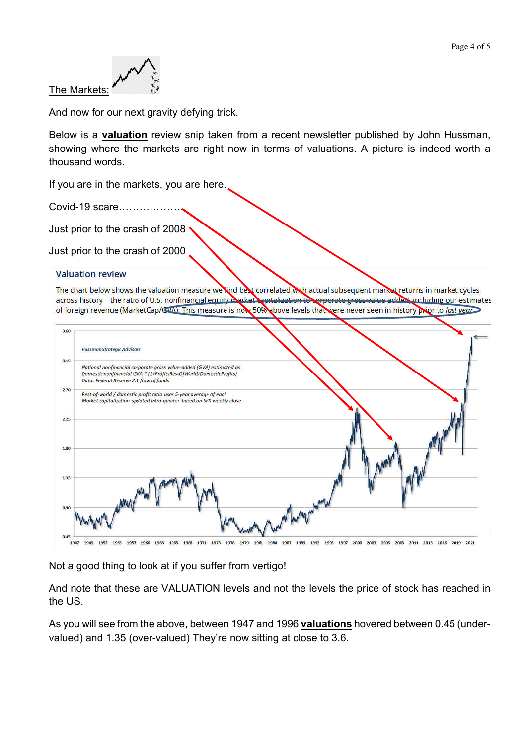The Markets:

And now for our next gravity defying trick.

Below is a **valuation** review snip taken from a recent newsletter published by John Hussman, showing where the markets are right now in terms of valuations. A picture is indeed worth a thousand words.

If you are in the markets, you are here.

Covid-19 scare………………

Just prior to the crash of 2008

Just prior to the crash of 2000

## Valuation review

The chart below shows the valuation measure we find best correlated with actual subsequent market returns in market cycles across history – the ratio of U.S. nonfinancial equity market capitalization-to-corporate gross value-added, including our estimates of foreign revenue (MarketCap/GVA). This measure is now 50% above levels that were never seen in history prior to *last year*

Not a good thing to look at if you suffer from vertigo!

And note that these are VALUATION levels and not the levels the price of stock has reached in the US.

As you will see from the above, between 1947 and 1996 **valuations** hovered between 0.45 (under-valued) and 1.35 (over-valued) They're now sitting at close to 3.6.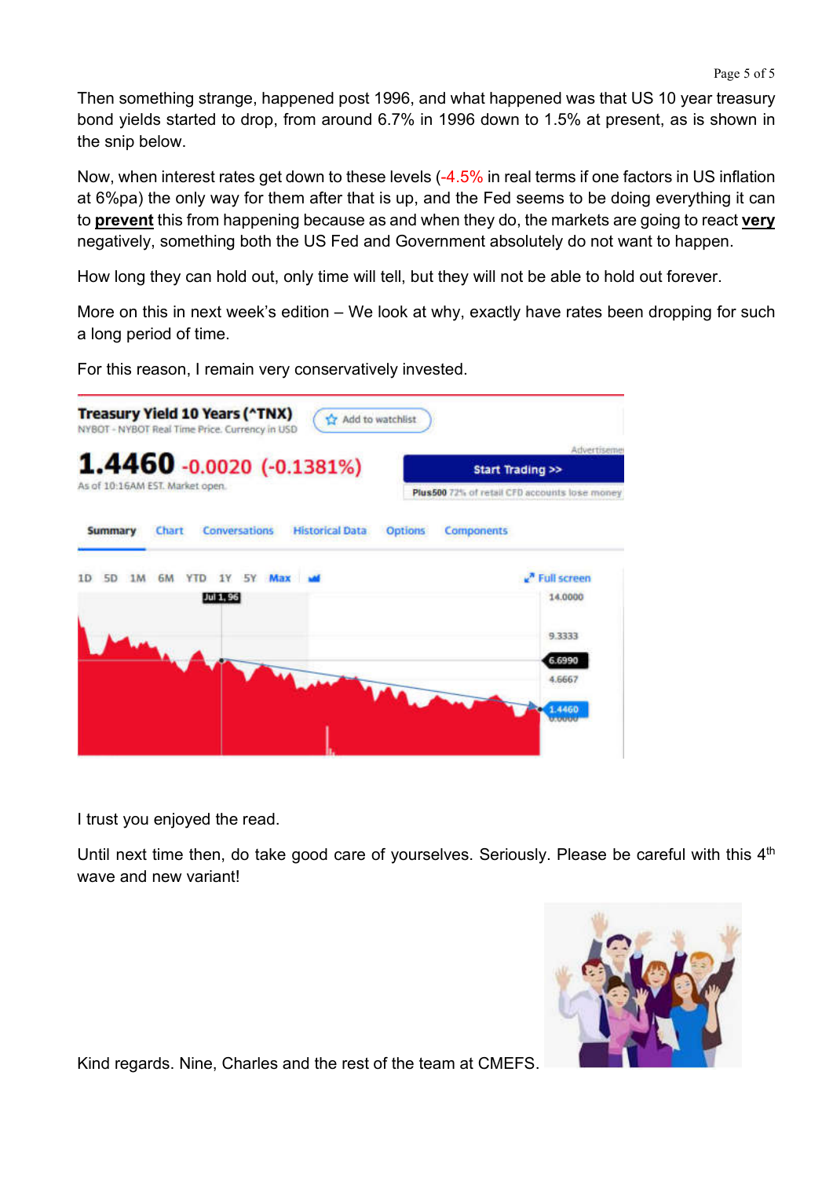Then something strange, happened post 1996, and what happened was that US 10 year treasury bond yields started to drop, from around 6.7% in 1996 down to 1.5% at present, as is shown in the snip below.

Now, when interest rates get down to these levels (-4.5% in real terms if one factors in US inflation at 6%pa) the only way for them after that is up, and the Fed seems to be doing everything it can to **prevent** this from happening because as and when they do, the markets are going to react **very** negatively, something both the US Fed and Government absolutely do not want to happen.

How long they can hold out, only time will tell, but they will not be able to hold out forever.

More on this in next week's edition – We look at why, exactly have rates been dropping for such a long period of time.

For this reason, I remain very conservatively invested.

Treasury Yield 10 Years (^TNX)

NYBOT - NYBOT Real Time Price. Currency in USD

Add to watchlist

1.4460 -0.0020 (-0.1381%)

As of 10:16AM EST. Market open.

Advertisement

Start Trading >>

Plus500 72% of retail CFD accounts lose money

Summary Chart Conversations Historical Data Options Components

1D 5D 1M 6M YTD 1Y 5Y Max

Full screen

Jul 1, 96

14.0000

9.3333

6.6990

4.6667

1.4460

0.0000

I trust you enjoyed the read.

Until next time then, do take good care of yourselves. Seriously. Please be careful with this 4th wave and new variant!

Kind regards. Nine, Charles and the rest of the team at CMEFS.